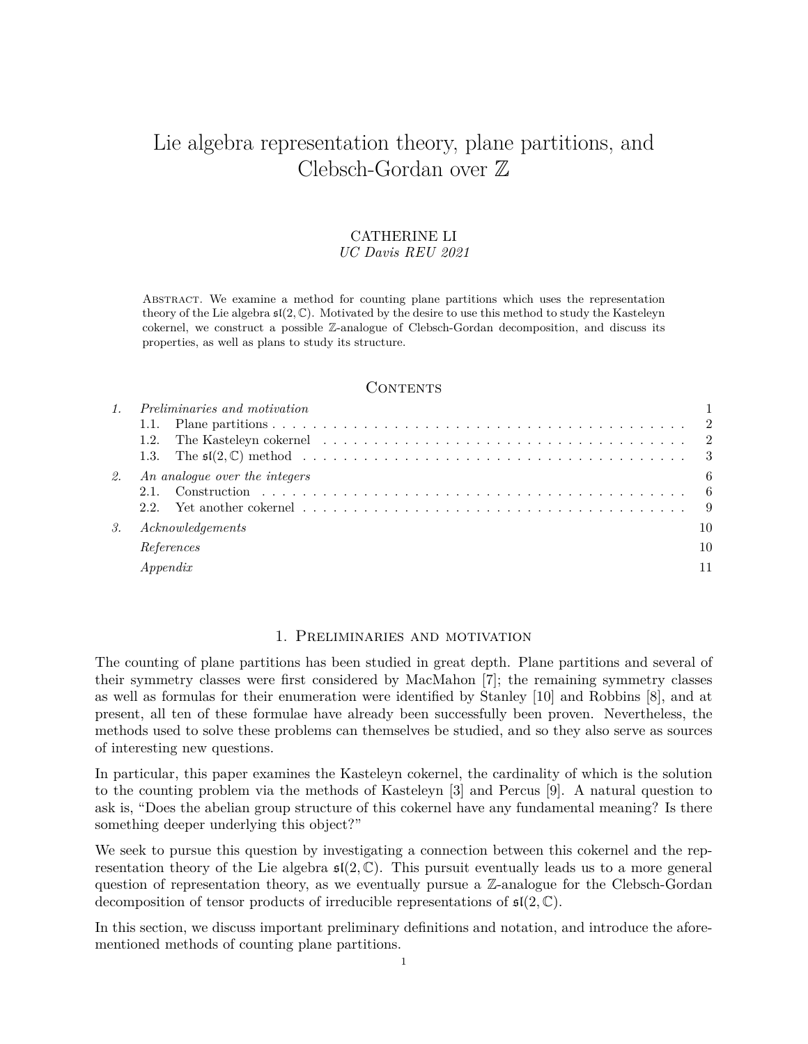# Lie algebra representation theory, plane partitions, and Clebsch-Gordan over $\mathbb{Z}$

CATHERINE LI

*UC Davis REU 2021*

Abstract. We examine a method for counting plane partitions which uses the representation theory of the Lie algebra $\mathfrak{sl}(2, \mathbb{C})$. Motivated by the desire to use this method to study the Kasteleyn cokernel, we construct a possible $\mathbb{Z}$-analogue of Clebsch-Gordan decomposition, and discuss its properties, as well as plans to study its structure.

## Contents

| | | |
|---|---|---|
| 1. | *Preliminaries and motivation* | 1 |
| | 1.1. Plane partitions | 2 |
| | 1.2. The Kasteleyn cokernel | 2 |
| | 1.3. The $\mathfrak{sl}(2, \mathbb{C})$ method | 3 |
| 2. | *An analogue over the integers* | 6 |
| | 2.1. Construction | 6 |
| | 2.2. Yet another cokernel | 9 |
| 3. | *Acknowledgements* | 10 |
| | *References* | 10 |
| | *Appendix* | 11 |

## 1. Preliminaries and motivation

The counting of plane partitions has been studied in great depth. Plane partitions and several of their symmetry classes were first considered by MacMahon [7]; the remaining symmetry classes as well as formulas for their enumeration were identified by Stanley [10] and Robbins [8], and at present, all ten of these formulae have already been successfully been proven. Nevertheless, the methods used to solve these problems can themselves be studied, and so they also serve as sources of interesting new questions.

In particular, this paper examines the Kasteleyn cokernel, the cardinality of which is the solution to the counting problem via the methods of Kasteleyn [3] and Percus [9]. A natural question to ask is, "Does the abelian group structure of this cokernel have any fundamental meaning? Is there something deeper underlying this object?"

We seek to pursue this question by investigating a connection between this cokernel and the representation theory of the Lie algebra $\mathfrak{sl}(2, \mathbb{C})$. This pursuit eventually leads us to a more general question of representation theory, as we eventually pursue a $\mathbb{Z}$-analogue for the Clebsch-Gordan decomposition of tensor products of irreducible representations of $\mathfrak{sl}(2, \mathbb{C})$.

In this section, we discuss important preliminary definitions and notation, and introduce the aforementioned methods of counting plane partitions.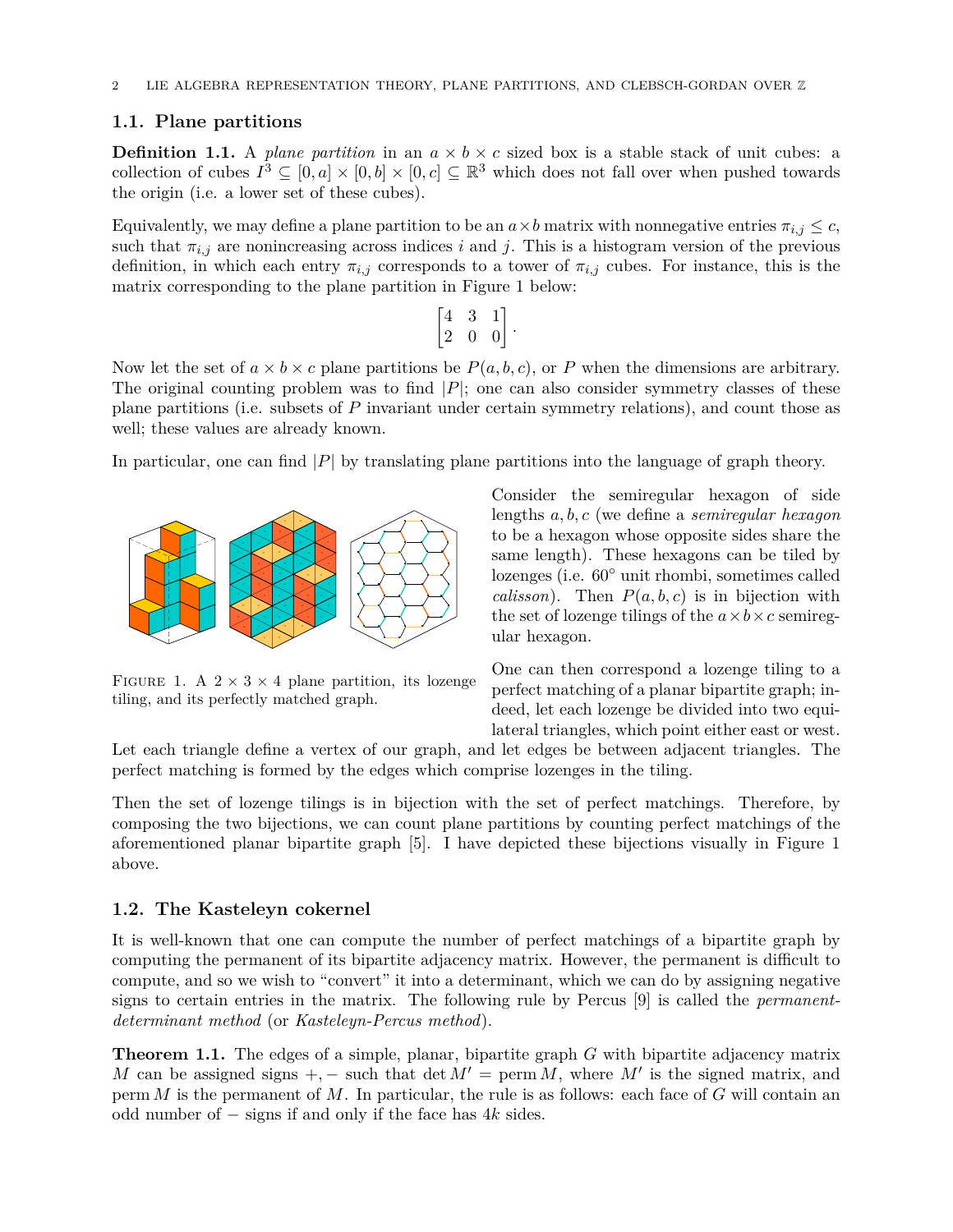## 1.1. Plane partitions

**Definition 1.1.** A *plane partition* in an $a \times b \times c$ sized box is a stable stack of unit cubes: a collection of cubes $I^3 \subseteq [0, a] \times [0, b] \times [0, c] \subseteq \mathbb{R}^3$ which does not fall over when pushed towards the origin (i.e. a lower set of these cubes).

Equivalently, we may define a plane partition to be an $a \times b$ matrix with nonnegative entries $\pi_{i,j} \leq c$, such that $\pi_{i,j}$ are nonincreasing across indices $i$ and $j$. This is a histogram version of the previous definition, in which each entry $\pi_{i,j}$ corresponds to a tower of $\pi_{i,j}$ cubes. For instance, this is the matrix corresponding to the plane partition in Figure 1 below:

$$\begin{bmatrix} 4 & 3 & 1 \\ 2 & 0 & 0 \end{bmatrix}.$$

Now let the set of $a \times b \times c$ plane partitions be $P(a, b, c)$, or $P$ when the dimensions are arbitrary. The original counting problem was to find $|P|$; one can also consider symmetry classes of these plane partitions (i.e. subsets of $P$ invariant under certain symmetry relations), and count those as well; these values are already known.

In particular, one can find $|P|$ by translating plane partitions into the language of graph theory.

Figure 1. A $2 \times 3 \times 4$ plane partition, its lozenge tiling, and its perfectly matched graph.

Consider the semiregular hexagon of side lengths $a, b, c$ (we define a *semiregular hexagon* to be a hexagon whose opposite sides share the same length). These hexagons can be tiled by lozenges (i.e. $60°$ unit rhombi, sometimes called *calisson*). Then $P(a, b, c)$ is in bijection with the set of lozenge tilings of the $a \times b \times c$ semiregular hexagon.

One can then correspond a lozenge tiling to a perfect matching of a planar bipartite graph; indeed, let each lozenge be divided into two equilateral triangles, which point either east or west. Let each triangle define a vertex of our graph, and let edges be between adjacent triangles. The perfect matching is formed by the edges which comprise lozenges in the tiling.

Then the set of lozenge tilings is in bijection with the set of perfect matchings. Therefore, by composing the two bijections, we can count plane partitions by counting perfect matchings of the aforementioned planar bipartite graph [5]. I have depicted these bijections visually in Figure 1 above.

## 1.2. The Kasteleyn cokernel

It is well-known that one can compute the number of perfect matchings of a bipartite graph by computing the permanent of its bipartite adjacency matrix. However, the permanent is difficult to compute, and so we wish to "convert" it into a determinant, which we can do by assigning negative signs to certain entries in the matrix. The following rule by Percus [9] is called the *permanent-determinant method* (or *Kasteleyn-Percus method*).

**Theorem 1.1.** The edges of a simple, planar, bipartite graph $G$ with bipartite adjacency matrix $M$ can be assigned signs $+, -$ such that $\det M' = \operatorname{perm} M$, where $M'$ is the signed matrix, and $\operatorname{perm} M$ is the permanent of $M$. In particular, the rule is as follows: each face of $G$ will contain an odd number of $-$ signs if and only if the face has $4k$ sides.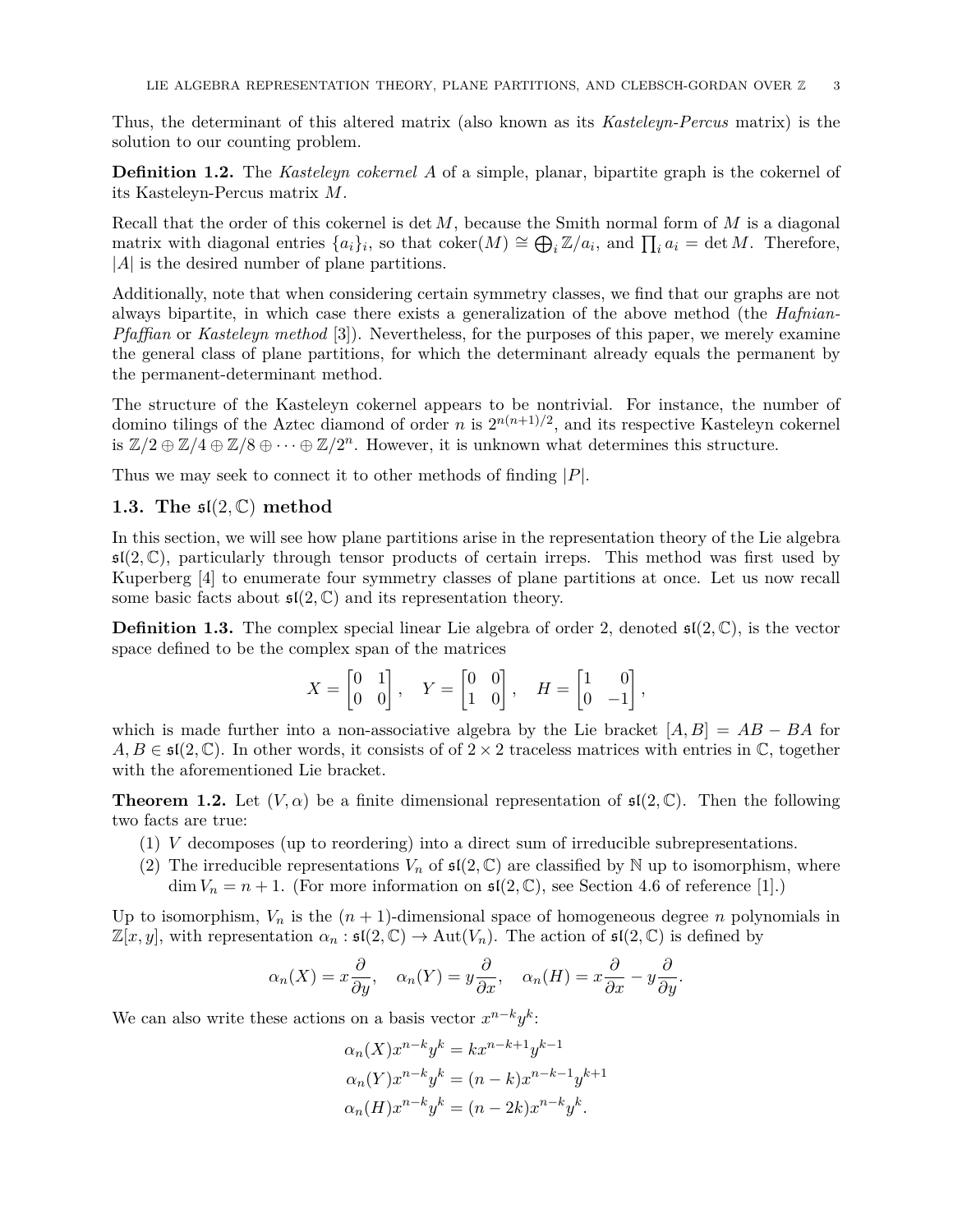Thus, the determinant of this altered matrix (also known as its *Kasteleyn-Percus* matrix) is the solution to our counting problem.

**Definition 1.2.** The *Kasteleyn cokernel* $A$ of a simple, planar, bipartite graph is the cokernel of its Kasteleyn-Percus matrix $M$.

Recall that the order of this cokernel is $\det M$, because the Smith normal form of $M$ is a diagonal matrix with diagonal entries $\{a_i\}_i$, so that $\operatorname{coker}(M) \cong \bigoplus_i \mathbb{Z}/a_i$, and $\prod_i a_i = \det M$. Therefore, $|A|$ is the desired number of plane partitions.

Additionally, note that when considering certain symmetry classes, we find that our graphs are not always bipartite, in which case there exists a generalization of the above method (the *Hafnian-Pfaffian* or *Kasteleyn method* [3]). Nevertheless, for the purposes of this paper, we merely examine the general class of plane partitions, for which the determinant already equals the permanent by the permanent-determinant method.

The structure of the Kasteleyn cokernel appears to be nontrivial. For instance, the number of domino tilings of the Aztec diamond of order $n$ is $2^{n(n+1)/2}$, and its respective Kasteleyn cokernel is $\mathbb{Z}/2 \oplus \mathbb{Z}/4 \oplus \mathbb{Z}/8 \oplus \cdots \oplus \mathbb{Z}/2^n$. However, it is unknown what determines this structure.

Thus we may seek to connect it to other methods of finding $|P|$.

### 1.3. The $\mathfrak{sl}(2, \mathbb{C})$ method

In this section, we will see how plane partitions arise in the representation theory of the Lie algebra $\mathfrak{sl}(2, \mathbb{C})$, particularly through tensor products of certain irreps. This method was first used by Kuperberg [4] to enumerate four symmetry classes of plane partitions at once. Let us now recall some basic facts about $\mathfrak{sl}(2, \mathbb{C})$ and its representation theory.

**Definition 1.3.** The complex special linear Lie algebra of order 2, denoted $\mathfrak{sl}(2, \mathbb{C})$, is the vector space defined to be the complex span of the matrices

$$X = \begin{bmatrix} 0 & 1 \\ 0 & 0 \end{bmatrix}, \quad Y = \begin{bmatrix} 0 & 0 \\ 1 & 0 \end{bmatrix}, \quad H = \begin{bmatrix} 1 & 0 \\ 0 & -1 \end{bmatrix},$$

which is made further into a non-associative algebra by the Lie bracket $[A, B] = AB - BA$ for $A, B \in \mathfrak{sl}(2, \mathbb{C})$. In other words, it consists of of $2 \times 2$ traceless matrices with entries in $\mathbb{C}$, together with the aforementioned Lie bracket.

**Theorem 1.2.** Let $(V, \alpha)$ be a finite dimensional representation of $\mathfrak{sl}(2, \mathbb{C})$. Then the following two facts are true:

(1) $V$ decomposes (up to reordering) into a direct sum of irreducible subrepresentations.
(2) The irreducible representations $V_n$ of $\mathfrak{sl}(2, \mathbb{C})$ are classified by $\mathbb{N}$ up to isomorphism, where $\dim V_n = n + 1$. (For more information on $\mathfrak{sl}(2, \mathbb{C})$, see Section 4.6 of reference [1].)

Up to isomorphism, $V_n$ is the $(n+1)$-dimensional space of homogeneous degree $n$ polynomials in $\mathbb{Z}[x, y]$, with representation $\alpha_n : \mathfrak{sl}(2, \mathbb{C}) \to \operatorname{Aut}(V_n)$. The action of $\mathfrak{sl}(2, \mathbb{C})$ is defined by

$$\alpha_n(X) = x\frac{\partial}{\partial y}, \quad \alpha_n(Y) = y\frac{\partial}{\partial x}, \quad \alpha_n(H) = x\frac{\partial}{\partial x} - y\frac{\partial}{\partial y}.$$

We can also write these actions on a basis vector $x^{n-k}y^k$:

$$\alpha_n(X)x^{n-k}y^k = kx^{n-k+1}y^{k-1}$$
$$\alpha_n(Y)x^{n-k}y^k = (n-k)x^{n-k-1}y^{k+1}$$
$$\alpha_n(H)x^{n-k}y^k = (n-2k)x^{n-k}y^k.$$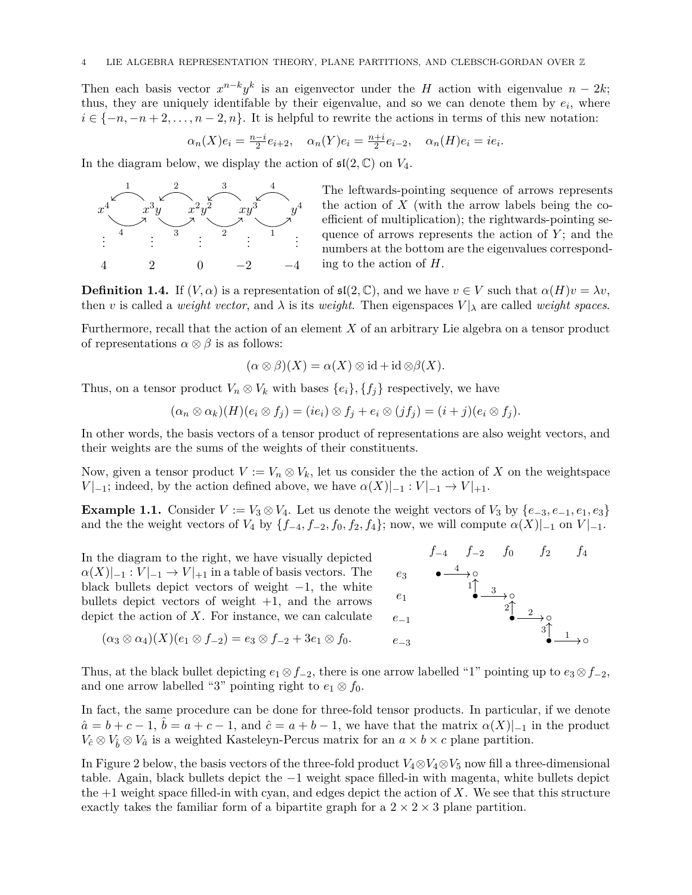Then each basis vector $x^{n-k}y^k$ is an eigenvector under the $H$ action with eigenvalue $n-2k$; thus, they are uniquely identifiable by their eigenvalue, and so we can denote them by $e_i$, where $i \in \{-n, -n+2, \ldots, n-2, n\}$. It is helpful to rewrite the actions in terms of this new notation:

$$\alpha_n(X)e_i = \tfrac{n-i}{2}e_{i+2}, \quad \alpha_n(Y)e_i = \tfrac{n+i}{2}e_{i-2}, \quad \alpha_n(H)e_i = ie_i.$$

In the diagram below, we display the action of $\mathfrak{sl}(2,\mathbb{C})$ on $V_4$.

The leftwards-pointing sequence of arrows represents the action of $X$ (with the arrow labels being the coefficient of multiplication); the rightwards-pointing sequence of arrows represents the action of $Y$; and the numbers at the bottom are the eigenvalues corresponding to the action of $H$.

**Definition 1.4.** If $(V, \alpha)$ is a representation of $\mathfrak{sl}(2,\mathbb{C})$, and we have $v \in V$ such that $\alpha(H)v = \lambda v$, then $v$ is called a *weight vector*, and $\lambda$ is its *weight*. Then eigenspaces $V|_\lambda$ are called *weight spaces*.

Furthermore, recall that the action of an element $X$ of an arbitrary Lie algebra on a tensor product of representations $\alpha \otimes \beta$ is as follows:

$$(\alpha \otimes \beta)(X) = \alpha(X) \otimes \mathrm{id} + \mathrm{id} \otimes \beta(X).$$

Thus, on a tensor product $V_n \otimes V_k$ with bases $\{e_i\}, \{f_j\}$ respectively, we have

$$(\alpha_n \otimes \alpha_k)(H)(e_i \otimes f_j) = (ie_i) \otimes f_j + e_i \otimes (jf_j) = (i+j)(e_i \otimes f_j).$$

In other words, the basis vectors of a tensor product of representations are also weight vectors, and their weights are the sums of the weights of their constituents.

Now, given a tensor product $V := V_n \otimes V_k$, let us consider the the action of $X$ on the weightspace $V|_{-1}$; indeed, by the action defined above, we have $\alpha(X)|_{-1} : V|_{-1} \to V|_{+1}$.

**Example 1.1.** Consider $V := V_3 \otimes V_4$. Let us denote the weight vectors of $V_3$ by $\{e_{-3}, e_{-1}, e_1, e_3\}$ and the the weight vectors of $V_4$ by $\{f_{-4}, f_{-2}, f_0, f_2, f_4\}$; now, we will compute $\alpha(X)|_{-1}$ on $V|_{-1}$.

In the diagram to the right, we have visually depicted $\alpha(X)|_{-1} : V|_{-1} \to V|_{+1}$ in a table of basis vectors. The black bullets depict vectors of weight $-1$, the white bullets depict vectors of weight $+1$, and the arrows depict the action of $X$. For instance, we can calculate

$$(\alpha_3 \otimes \alpha_4)(X)(e_1 \otimes f_{-2}) = e_3 \otimes f_{-2} + 3e_1 \otimes f_0.$$

Thus, at the black bullet depicting $e_1 \otimes f_{-2}$, there is one arrow labelled "1" pointing up to $e_3 \otimes f_{-2}$, and one arrow labelled "3" pointing right to $e_1 \otimes f_0$.

In fact, the same procedure can be done for three-fold tensor products. In particular, if we denote $\hat{a} = b + c - 1$, $\hat{b} = a + c - 1$, and $\hat{c} = a + b - 1$, we have that the matrix $\alpha(X)|_{-1}$ in the product $V_{\hat{c}} \otimes V_{\hat{b}} \otimes V_{\hat{a}}$ is a weighted Kasteleyn-Percus matrix for an $a \times b \times c$ plane partition.

In Figure 2 below, the basis vectors of the three-fold product $V_4 \otimes V_4 \otimes V_5$ now fill a three-dimensional table. Again, black bullets depict the $-1$ weight space filled-in with magenta, white bullets depict the $+1$ weight space filled-in with cyan, and edges depict the action of $X$. We see that this structure exactly takes the familiar form of a bipartite graph for a $2 \times 2 \times 3$ plane partition.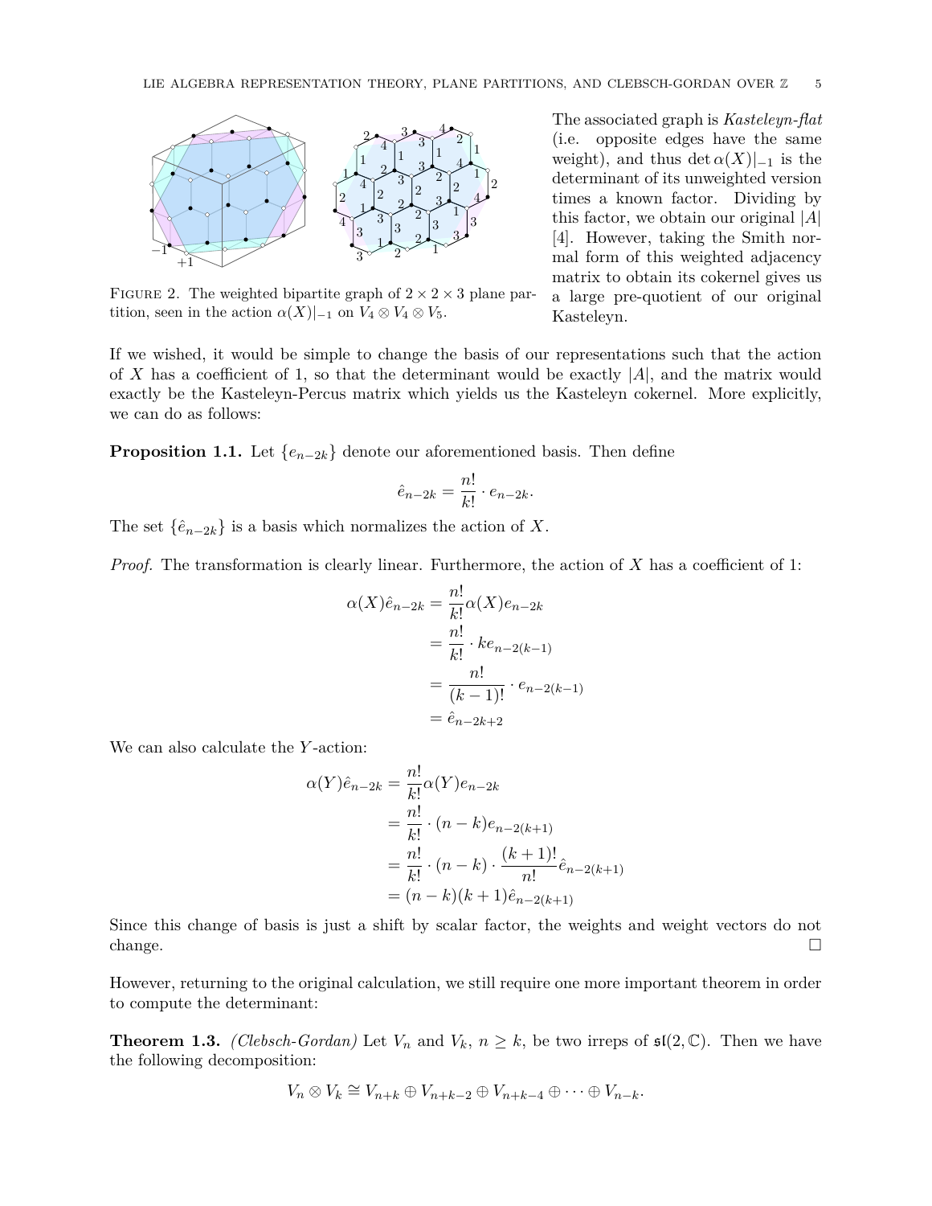FIGURE 2. The weighted bipartite graph of $2 \times 2 \times 3$ plane partition, seen in the action $\alpha(X)|_{-1}$ on $V_4 \otimes V_4 \otimes V_5$.

The associated graph is *Kasteleyn-flat* (i.e. opposite edges have the same weight), and thus $\det \alpha(X)|_{-1}$ is the determinant of its unweighted version times a known factor. Dividing by this factor, we obtain our original $|A|$ [4]. However, taking the Smith normal form of this weighted adjacency matrix to obtain its cokernel gives us a large pre-quotient of our original Kasteleyn.

If we wished, it would be simple to change the basis of our representations such that the action of $X$ has a coefficient of 1, so that the determinant would be exactly $|A|$, and the matrix would exactly be the Kasteleyn-Percus matrix which yields us the Kasteleyn cokernel. More explicitly, we can do as follows:

**Proposition 1.1.** Let $\{e_{n-2k}\}$ denote our aforementioned basis. Then define

$$\hat{e}_{n-2k} = \frac{n!}{k!} \cdot e_{n-2k}.$$

The set $\{\hat{e}_{n-2k}\}$ is a basis which normalizes the action of $X$.

*Proof.* The transformation is clearly linear. Furthermore, the action of $X$ has a coefficient of 1:

$$\begin{aligned}
\alpha(X)\hat{e}_{n-2k} &= \frac{n!}{k!}\alpha(X)e_{n-2k} \\
&= \frac{n!}{k!} \cdot ke_{n-2(k-1)} \\
&= \frac{n!}{(k-1)!} \cdot e_{n-2(k-1)} \\
&= \hat{e}_{n-2k+2}
\end{aligned}$$

We can also calculate the $Y$-action:

$$\begin{aligned}
\alpha(Y)\hat{e}_{n-2k} &= \frac{n!}{k!}\alpha(Y)e_{n-2k} \\
&= \frac{n!}{k!} \cdot (n-k)e_{n-2(k+1)} \\
&= \frac{n!}{k!} \cdot (n-k) \cdot \frac{(k+1)!}{n!}\hat{e}_{n-2(k+1)} \\
&= (n-k)(k+1)\hat{e}_{n-2(k+1)}
\end{aligned}$$

Since this change of basis is just a shift by scalar factor, the weights and weight vectors do not change. $\square$

However, returning to the original calculation, we still require one more important theorem in order to compute the determinant:

**Theorem 1.3.** *(Clebsch-Gordan)* Let $V_n$ and $V_k$, $n \geq k$, be two irreps of $\mathfrak{sl}(2, \mathbb{C})$. Then we have the following decomposition:

$$V_n \otimes V_k \cong V_{n+k} \oplus V_{n+k-2} \oplus V_{n+k-4} \oplus \cdots \oplus V_{n-k}.$$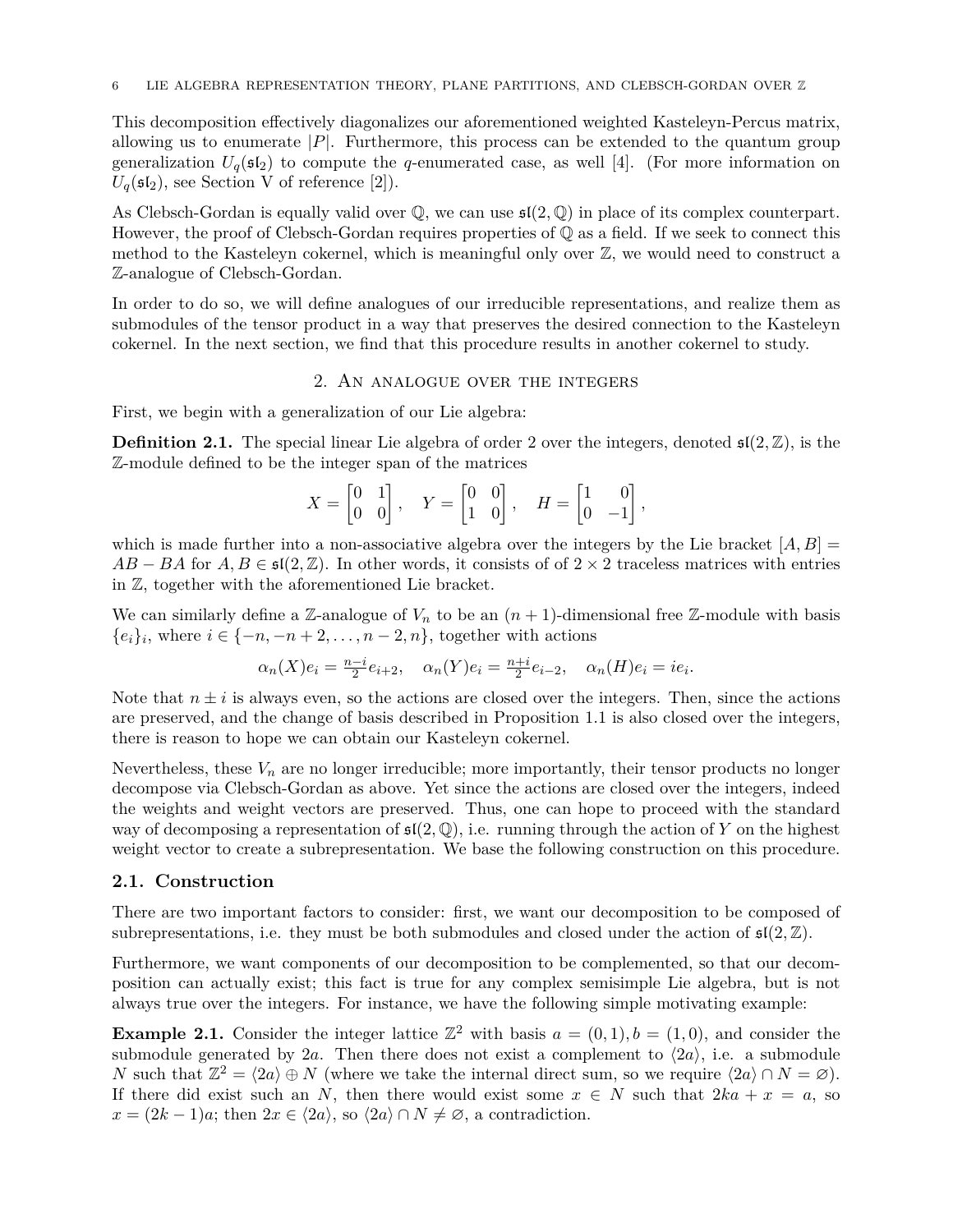This decomposition effectively diagonalizes our aforementioned weighted Kasteleyn-Percus matrix, allowing us to enumerate $|P|$. Furthermore, this process can be extended to the quantum group generalization $U_q(\mathfrak{sl}_2)$ to compute the $q$-enumerated case, as well [4]. (For more information on $U_q(\mathfrak{sl}_2)$, see Section V of reference [2]).

As Clebsch-Gordan is equally valid over $\mathbb{Q}$, we can use $\mathfrak{sl}(2,\mathbb{Q})$ in place of its complex counterpart. However, the proof of Clebsch-Gordan requires properties of $\mathbb{Q}$ as a field. If we seek to connect this method to the Kasteleyn cokernel, which is meaningful only over $\mathbb{Z}$, we would need to construct a $\mathbb{Z}$-analogue of Clebsch-Gordan.

In order to do so, we will define analogues of our irreducible representations, and realize them as submodules of the tensor product in a way that preserves the desired connection to the Kasteleyn cokernel. In the next section, we find that this procedure results in another cokernel to study.

## 2. An analogue over the integers

First, we begin with a generalization of our Lie algebra:

**Definition 2.1.** The special linear Lie algebra of order 2 over the integers, denoted $\mathfrak{sl}(2,\mathbb{Z})$, is the $\mathbb{Z}$-module defined to be the integer span of the matrices

$$X = \begin{bmatrix} 0 & 1 \\ 0 & 0 \end{bmatrix}, \quad Y = \begin{bmatrix} 0 & 0 \\ 1 & 0 \end{bmatrix}, \quad H = \begin{bmatrix} 1 & 0 \\ 0 & -1 \end{bmatrix},$$

which is made further into a non-associative algebra over the integers by the Lie bracket $[A,B] = AB - BA$ for $A, B \in \mathfrak{sl}(2,\mathbb{Z})$. In other words, it consists of of $2 \times 2$ traceless matrices with entries in $\mathbb{Z}$, together with the aforementioned Lie bracket.

We can similarly define a $\mathbb{Z}$-analogue of $V_n$ to be an $(n+1)$-dimensional free $\mathbb{Z}$-module with basis $\{e_i\}_i$, where $i \in \{-n, -n+2, \ldots, n-2, n\}$, together with actions

$$\alpha_n(X)e_i = \tfrac{n-i}{2}e_{i+2}, \quad \alpha_n(Y)e_i = \tfrac{n+i}{2}e_{i-2}, \quad \alpha_n(H)e_i = ie_i.$$

Note that $n \pm i$ is always even, so the actions are closed over the integers. Then, since the actions are preserved, and the change of basis described in Proposition 1.1 is also closed over the integers, there is reason to hope we can obtain our Kasteleyn cokernel.

Nevertheless, these $V_n$ are no longer irreducible; more importantly, their tensor products no longer decompose via Clebsch-Gordan as above. Yet since the actions are closed over the integers, indeed the weights and weight vectors are preserved. Thus, one can hope to proceed with the standard way of decomposing a representation of $\mathfrak{sl}(2,\mathbb{Q})$, i.e. running through the action of $Y$ on the highest weight vector to create a subrepresentation. We base the following construction on this procedure.

### 2.1. Construction

There are two important factors to consider: first, we want our decomposition to be composed of subrepresentations, i.e. they must be both submodules and closed under the action of $\mathfrak{sl}(2,\mathbb{Z})$.

Furthermore, we want components of our decomposition to be complemented, so that our decomposition can actually exist; this fact is true for any complex semisimple Lie algebra, but is not always true over the integers. For instance, we have the following simple motivating example:

**Example 2.1.** Consider the integer lattice $\mathbb{Z}^2$ with basis $a = (0,1), b = (1,0)$, and consider the submodule generated by $2a$. Then there does not exist a complement to $\langle 2a \rangle$, i.e. a submodule $N$ such that $\mathbb{Z}^2 = \langle 2a \rangle \oplus N$ (where we take the internal direct sum, so we require $\langle 2a \rangle \cap N = \varnothing$). If there did exist such an $N$, then there would exist some $x \in N$ such that $2ka + x = a$, so $x = (2k-1)a$; then $2x \in \langle 2a \rangle$, so $\langle 2a \rangle \cap N \neq \varnothing$, a contradiction.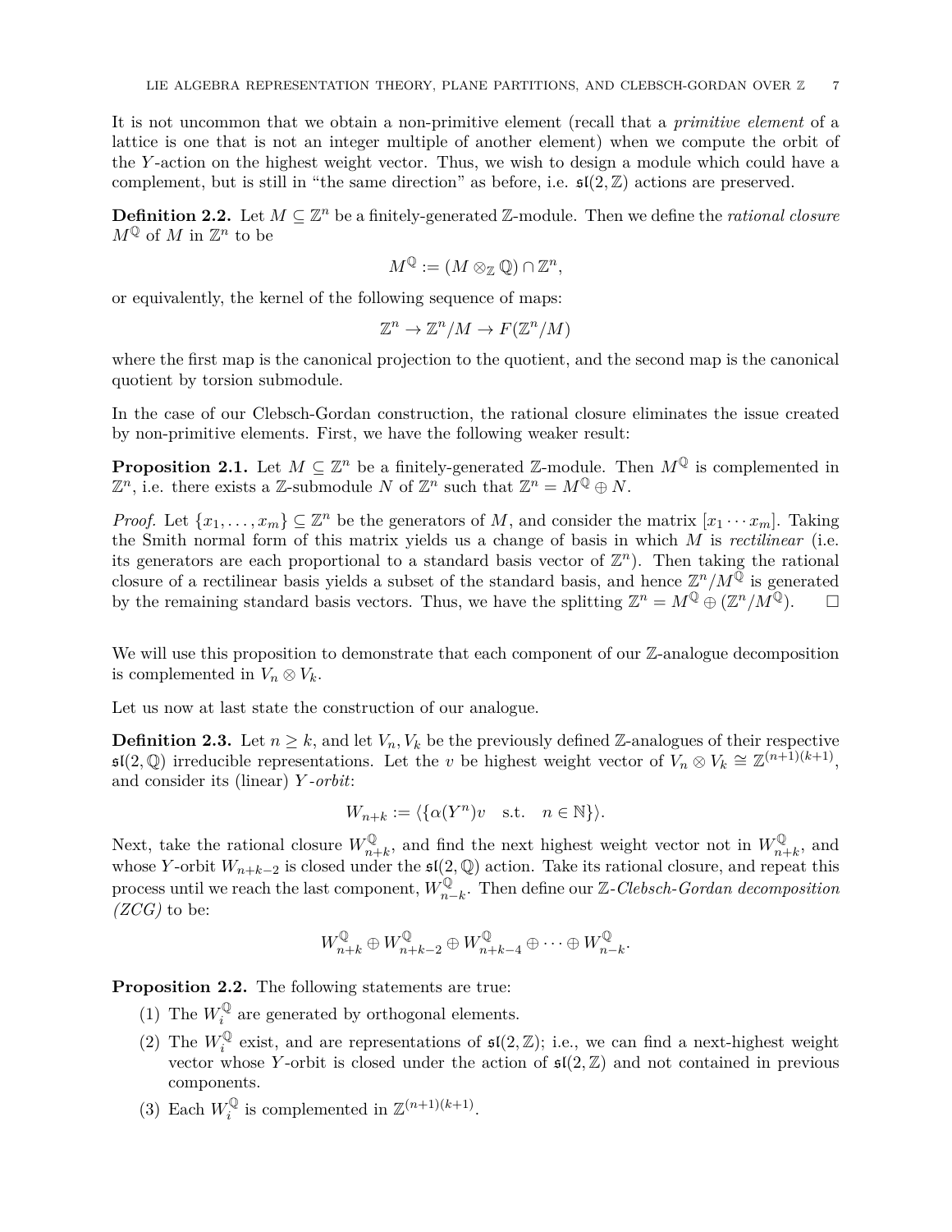It is not uncommon that we obtain a non-primitive element (recall that a *primitive element* of a lattice is one that is not an integer multiple of another element) when we compute the orbit of the $Y$-action on the highest weight vector. Thus, we wish to design a module which could have a complement, but is still in "the same direction" as before, i.e. $\mathfrak{sl}(2,\mathbb{Z})$ actions are preserved.

**Definition 2.2.** Let $M \subseteq \mathbb{Z}^n$ be a finitely-generated $\mathbb{Z}$-module. Then we define the *rational closure* $M^{\mathbb{Q}}$ of $M$ in $\mathbb{Z}^n$ to be

$$M^{\mathbb{Q}} := (M \otimes_{\mathbb{Z}} \mathbb{Q}) \cap \mathbb{Z}^n,$$

or equivalently, the kernel of the following sequence of maps:

$$\mathbb{Z}^n \to \mathbb{Z}^n/M \to F(\mathbb{Z}^n/M)$$

where the first map is the canonical projection to the quotient, and the second map is the canonical quotient by torsion submodule.

In the case of our Clebsch-Gordan construction, the rational closure eliminates the issue created by non-primitive elements. First, we have the following weaker result:

**Proposition 2.1.** Let $M \subseteq \mathbb{Z}^n$ be a finitely-generated $\mathbb{Z}$-module. Then $M^{\mathbb{Q}}$ is complemented in $\mathbb{Z}^n$, i.e. there exists a $\mathbb{Z}$-submodule $N$ of $\mathbb{Z}^n$ such that $\mathbb{Z}^n = M^{\mathbb{Q}} \oplus N$.

*Proof.* Let $\{x_1, \ldots, x_m\} \subseteq \mathbb{Z}^n$ be the generators of $M$, and consider the matrix $[x_1 \cdots x_m]$. Taking the Smith normal form of this matrix yields us a change of basis in which $M$ is *rectilinear* (i.e. its generators are each proportional to a standard basis vector of $\mathbb{Z}^n$). Then taking the rational closure of a rectilinear basis yields a subset of the standard basis, and hence $\mathbb{Z}^n/M^{\mathbb{Q}}$ is generated by the remaining standard basis vectors. Thus, we have the splitting $\mathbb{Z}^n = M^{\mathbb{Q}} \oplus (\mathbb{Z}^n/M^{\mathbb{Q}})$. □

We will use this proposition to demonstrate that each component of our $\mathbb{Z}$-analogue decomposition is complemented in $V_n \otimes V_k$.

Let us now at last state the construction of our analogue.

**Definition 2.3.** Let $n \geq k$, and let $V_n, V_k$ be the previously defined $\mathbb{Z}$-analogues of their respective $\mathfrak{sl}(2,\mathbb{Q})$ irreducible representations. Let the $v$ be highest weight vector of $V_n \otimes V_k \cong \mathbb{Z}^{(n+1)(k+1)}$, and consider its (linear) $Y$*-orbit*:

$$W_{n+k} := \langle \{\alpha(Y^n)v \quad \text{s.t.} \quad n \in \mathbb{N}\} \rangle.$$

Next, take the rational closure $W_{n+k}^{\mathbb{Q}}$, and find the next highest weight vector not in $W_{n+k}^{\mathbb{Q}}$, and whose $Y$-orbit $W_{n+k-2}$ is closed under the $\mathfrak{sl}(2,\mathbb{Q})$ action. Take its rational closure, and repeat this process until we reach the last component, $W_{n-k}^{\mathbb{Q}}$. Then define our $\mathbb{Z}$*-Clebsch-Gordan decomposition (ZCG)* to be:

$$W_{n+k}^{\mathbb{Q}} \oplus W_{n+k-2}^{\mathbb{Q}} \oplus W_{n+k-4}^{\mathbb{Q}} \oplus \cdots \oplus W_{n-k}^{\mathbb{Q}}.$$

**Proposition 2.2.** The following statements are true:

1. The $W_i^{\mathbb{Q}}$ are generated by orthogonal elements.
2. The $W_i^{\mathbb{Q}}$ exist, and are representations of $\mathfrak{sl}(2,\mathbb{Z})$; i.e., we can find a next-highest weight vector whose $Y$-orbit is closed under the action of $\mathfrak{sl}(2,\mathbb{Z})$ and not contained in previous components.
3. Each $W_i^{\mathbb{Q}}$ is complemented in $\mathbb{Z}^{(n+1)(k+1)}$.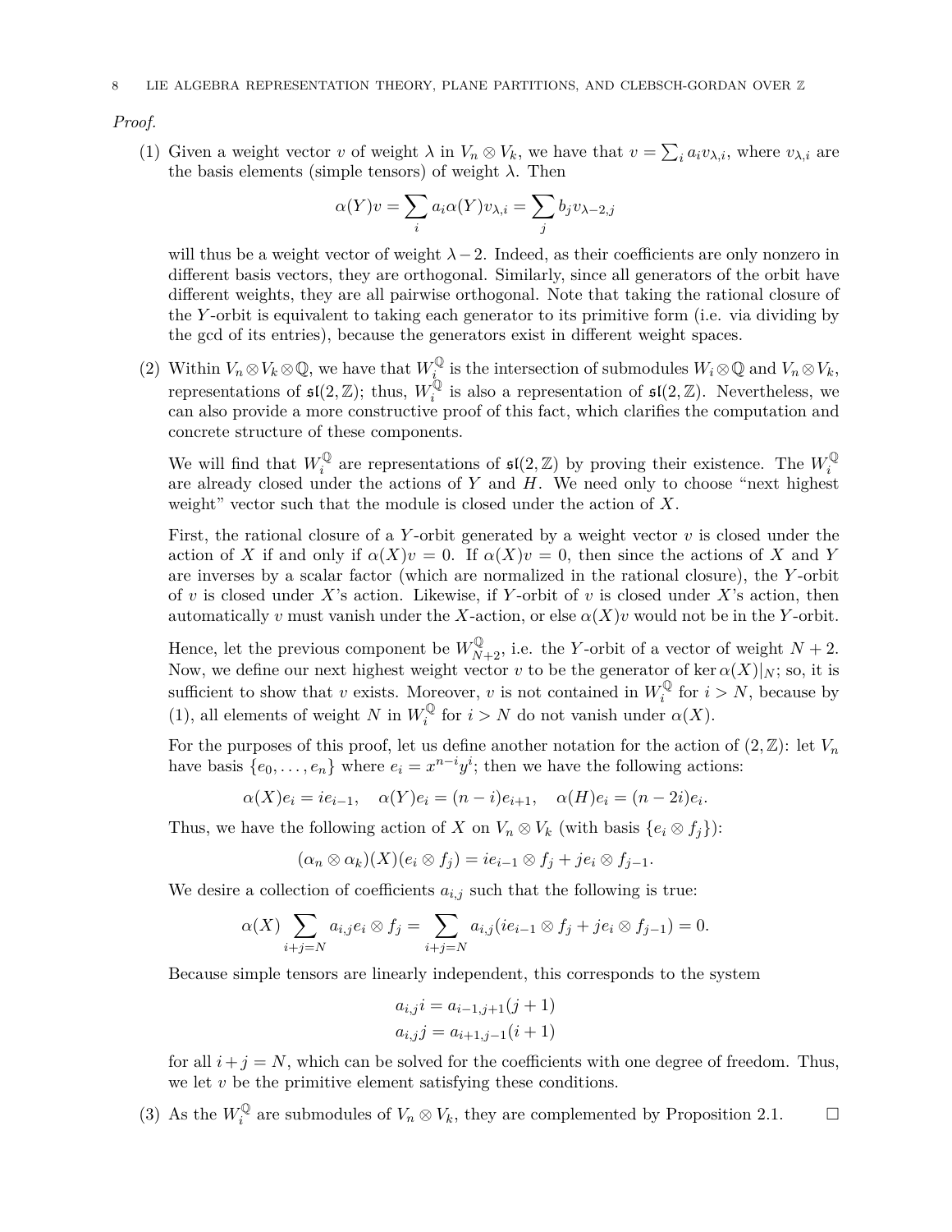*Proof.*

(1) Given a weight vector $v$ of weight $\lambda$ in $V_n \otimes V_k$, we have that $v = \sum_i a_i v_{\lambda,i}$, where $v_{\lambda,i}$ are the basis elements (simple tensors) of weight $\lambda$. Then

$$\alpha(Y)v = \sum_i a_i \alpha(Y) v_{\lambda,i} = \sum_j b_j v_{\lambda-2,j}$$

will thus be a weight vector of weight $\lambda - 2$. Indeed, as their coefficients are only nonzero in different basis vectors, they are orthogonal. Similarly, since all generators of the orbit have different weights, they are all pairwise orthogonal. Note that taking the rational closure of the $Y$-orbit is equivalent to taking each generator to its primitive form (i.e. via dividing by the gcd of its entries), because the generators exist in different weight spaces.

(2) Within $V_n \otimes V_k \otimes \mathbb{Q}$, we have that $W_i^{\mathbb{Q}}$ is the intersection of submodules $W_i \otimes \mathbb{Q}$ and $V_n \otimes V_k$, representations of $\mathfrak{sl}(2,\mathbb{Z})$; thus, $W_i^{\mathbb{Q}}$ is also a representation of $\mathfrak{sl}(2,\mathbb{Z})$. Nevertheless, we can also provide a more constructive proof of this fact, which clarifies the computation and concrete structure of these components.

We will find that $W_i^{\mathbb{Q}}$ are representations of $\mathfrak{sl}(2,\mathbb{Z})$ by proving their existence. The $W_i^{\mathbb{Q}}$ are already closed under the actions of $Y$ and $H$. We need only to choose "next highest weight" vector such that the module is closed under the action of $X$.

First, the rational closure of a $Y$-orbit generated by a weight vector $v$ is closed under the action of $X$ if and only if $\alpha(X)v = 0$. If $\alpha(X)v = 0$, then since the actions of $X$ and $Y$ are inverses by a scalar factor (which are normalized in the rational closure), the $Y$-orbit of $v$ is closed under $X$'s action. Likewise, if $Y$-orbit of $v$ is closed under $X$'s action, then automatically $v$ must vanish under the $X$-action, or else $\alpha(X)v$ would not be in the $Y$-orbit.

Hence, let the previous component be $W_{N+2}^{\mathbb{Q}}$, i.e. the $Y$-orbit of a vector of weight $N+2$. Now, we define our next highest weight vector $v$ to be the generator of $\ker \alpha(X)|_N$; so, it is sufficient to show that $v$ exists. Moreover, $v$ is not contained in $W_i^{\mathbb{Q}}$ for $i > N$, because by (1), all elements of weight $N$ in $W_i^{\mathbb{Q}}$ for $i > N$ do not vanish under $\alpha(X)$.

For the purposes of this proof, let us define another notation for the action of $(2,\mathbb{Z})$: let $V_n$ have basis $\{e_0, \ldots, e_n\}$ where $e_i = x^{n-i}y^i$; then we have the following actions:

$$\alpha(X)e_i = ie_{i-1}, \quad \alpha(Y)e_i = (n-i)e_{i+1}, \quad \alpha(H)e_i = (n-2i)e_i.$$

Thus, we have the following action of $X$ on $V_n \otimes V_k$ (with basis $\{e_i \otimes f_j\}$):

$$(\alpha_n \otimes \alpha_k)(X)(e_i \otimes f_j) = ie_{i-1} \otimes f_j + je_i \otimes f_{j-1}.$$

We desire a collection of coefficients $a_{i,j}$ such that the following is true:

$$\alpha(X) \sum_{i+j=N} a_{i,j} e_i \otimes f_j = \sum_{i+j=N} a_{i,j}(ie_{i-1} \otimes f_j + je_i \otimes f_{j-1}) = 0.$$

Because simple tensors are linearly independent, this corresponds to the system

$$a_{i,j} i = a_{i-1,j+1}(j+1)$$
$$a_{i,j} j = a_{i+1,j-1}(i+1)$$

for all $i + j = N$, which can be solved for the coefficients with one degree of freedom. Thus, we let $v$ be the primitive element satisfying these conditions.

(3) As the $W_i^{\mathbb{Q}}$ are submodules of $V_n \otimes V_k$, they are complemented by Proposition 2.1. $\square$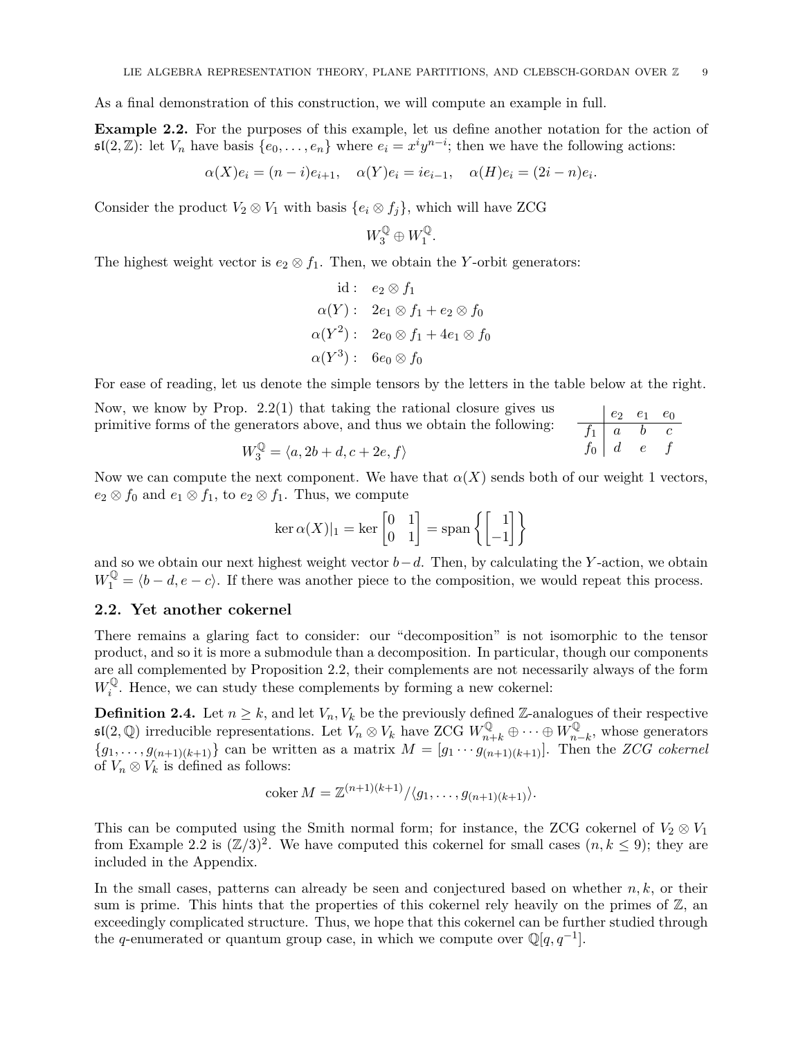As a final demonstration of this construction, we will compute an example in full.

**Example 2.2.** For the purposes of this example, let us define another notation for the action of $\mathfrak{sl}(2,\mathbb{Z})$: let $V_n$ have basis $\{e_0, \ldots, e_n\}$ where $e_i = x^i y^{n-i}$; then we have the following actions:

$$\alpha(X)e_i = (n-i)e_{i+1}, \quad \alpha(Y)e_i = ie_{i-1}, \quad \alpha(H)e_i = (2i-n)e_i.$$

Consider the product $V_2 \otimes V_1$ with basis $\{e_i \otimes f_j\}$, which will have ZCG

$$W_3^{\mathbb{Q}} \oplus W_1^{\mathbb{Q}}.$$

The highest weight vector is $e_2 \otimes f_1$. Then, we obtain the $Y$-orbit generators:

$$\begin{aligned}
\text{id}: &\quad e_2 \otimes f_1 \\
\alpha(Y): &\quad 2e_1 \otimes f_1 + e_2 \otimes f_0 \\
\alpha(Y^2): &\quad 2e_0 \otimes f_1 + 4e_1 \otimes f_0 \\
\alpha(Y^3): &\quad 6e_0 \otimes f_0
\end{aligned}$$

For ease of reading, let us denote the simple tensors by the letters in the table below at the right.

Now, we know by Prop. 2.2(1) that taking the rational closure gives us primitive forms of the generators above, and thus we obtain the following:

| | $e_2$ | $e_1$ | $e_0$ |
|---|---|---|---|
| $f_1$ | $a$ | $b$ | $c$ |
| $f_0$ | $d$ | $e$ | $f$ |

$$W_3^{\mathbb{Q}} = \langle a, 2b+d, c+2e, f\rangle$$

Now we can compute the next component. We have that $\alpha(X)$ sends both of our weight 1 vectors, $e_2 \otimes f_0$ and $e_1 \otimes f_1$, to $e_2 \otimes f_1$. Thus, we compute

$$\ker \alpha(X)|_1 = \ker \begin{bmatrix} 0 & 1 \\ 0 & 1 \end{bmatrix} = \operatorname{span}\left\{ \begin{bmatrix} 1 \\ -1 \end{bmatrix} \right\}$$

and so we obtain our next highest weight vector $b-d$. Then, by calculating the $Y$-action, we obtain $W_1^{\mathbb{Q}} = \langle b-d, e-c\rangle$. If there was another piece to the composition, we would repeat this process.

## 2.2. Yet another cokernel

There remains a glaring fact to consider: our "decomposition" is not isomorphic to the tensor product, and so it is more a submodule than a decomposition. In particular, though our components are all complemented by Proposition 2.2, their complements are not necessarily always of the form $W_i^{\mathbb{Q}}$. Hence, we can study these complements by forming a new cokernel:

**Definition 2.4.** Let $n \geq k$, and let $V_n, V_k$ be the previously defined $\mathbb{Z}$-analogues of their respective $\mathfrak{sl}(2,\mathbb{Q})$ irreducible representations. Let $V_n \otimes V_k$ have ZCG $W_{n+k}^{\mathbb{Q}} \oplus \cdots \oplus W_{n-k}^{\mathbb{Q}}$, whose generators $\{g_1, \ldots, g_{(n+1)(k+1)}\}$ can be written as a matrix $M = [g_1 \cdots g_{(n+1)(k+1)}]$. Then the *ZCG cokernel* of $V_n \otimes V_k$ is defined as follows:

$$\operatorname{coker} M = \mathbb{Z}^{(n+1)(k+1)}/\langle g_1, \ldots, g_{(n+1)(k+1)}\rangle.$$

This can be computed using the Smith normal form; for instance, the ZCG cokernel of $V_2 \otimes V_1$ from Example 2.2 is $(\mathbb{Z}/3)^2$. We have computed this cokernel for small cases ($n, k \leq 9$); they are included in the Appendix.

In the small cases, patterns can already be seen and conjectured based on whether $n, k$, or their sum is prime. This hints that the properties of this cokernel rely heavily on the primes of $\mathbb{Z}$, an exceedingly complicated structure. Thus, we hope that this cokernel can be further studied through the $q$-enumerated or quantum group case, in which we compute over $\mathbb{Q}[q, q^{-1}]$.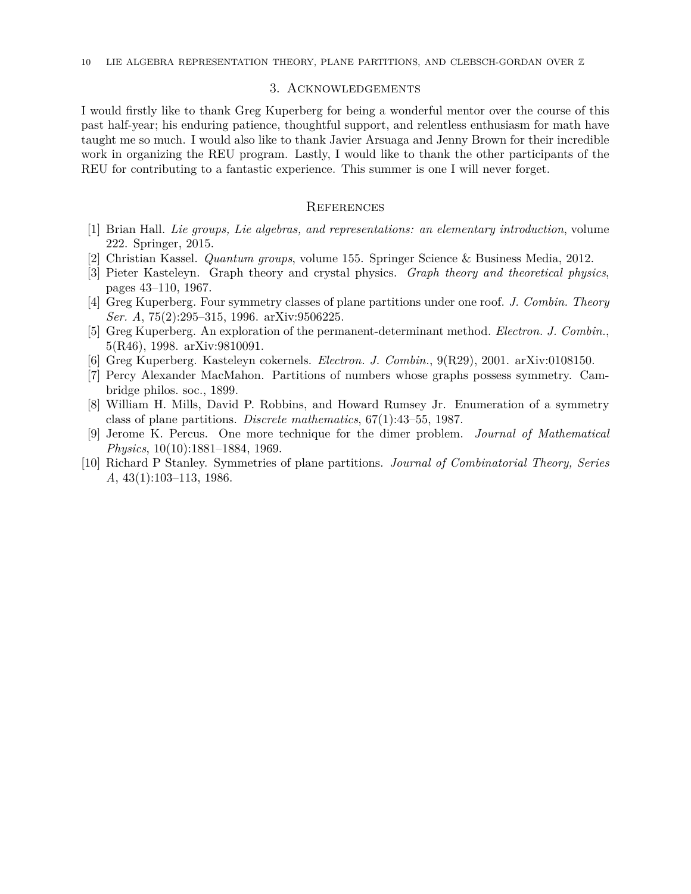## 3. Acknowledgements

I would firstly like to thank Greg Kuperberg for being a wonderful mentor over the course of this past half-year; his enduring patience, thoughtful support, and relentless enthusiasm for math have taught me so much. I would also like to thank Javier Arsuaga and Jenny Brown for their incredible work in organizing the REU program. Lastly, I would like to thank the other participants of the REU for contributing to a fantastic experience. This summer is one I will never forget.

## References

[1] Brian Hall. *Lie groups, Lie algebras, and representations: an elementary introduction*, volume 222. Springer, 2015.

[2] Christian Kassel. *Quantum groups*, volume 155. Springer Science & Business Media, 2012.

[3] Pieter Kasteleyn. Graph theory and crystal physics. *Graph theory and theoretical physics*, pages 43–110, 1967.

[4] Greg Kuperberg. Four symmetry classes of plane partitions under one roof. *J. Combin. Theory Ser. A*, 75(2):295–315, 1996. arXiv:9506225.

[5] Greg Kuperberg. An exploration of the permanent-determinant method. *Electron. J. Combin.*, 5(R46), 1998. arXiv:9810091.

[6] Greg Kuperberg. Kasteleyn cokernels. *Electron. J. Combin.*, 9(R29), 2001. arXiv:0108150.

[7] Percy Alexander MacMahon. Partitions of numbers whose graphs possess symmetry. Cambridge philos. soc., 1899.

[8] William H. Mills, David P. Robbins, and Howard Rumsey Jr. Enumeration of a symmetry class of plane partitions. *Discrete mathematics*, 67(1):43–55, 1987.

[9] Jerome K. Percus. One more technique for the dimer problem. *Journal of Mathematical Physics*, 10(10):1881–1884, 1969.

[10] Richard P Stanley. Symmetries of plane partitions. *Journal of Combinatorial Theory, Series A*, 43(1):103–113, 1986.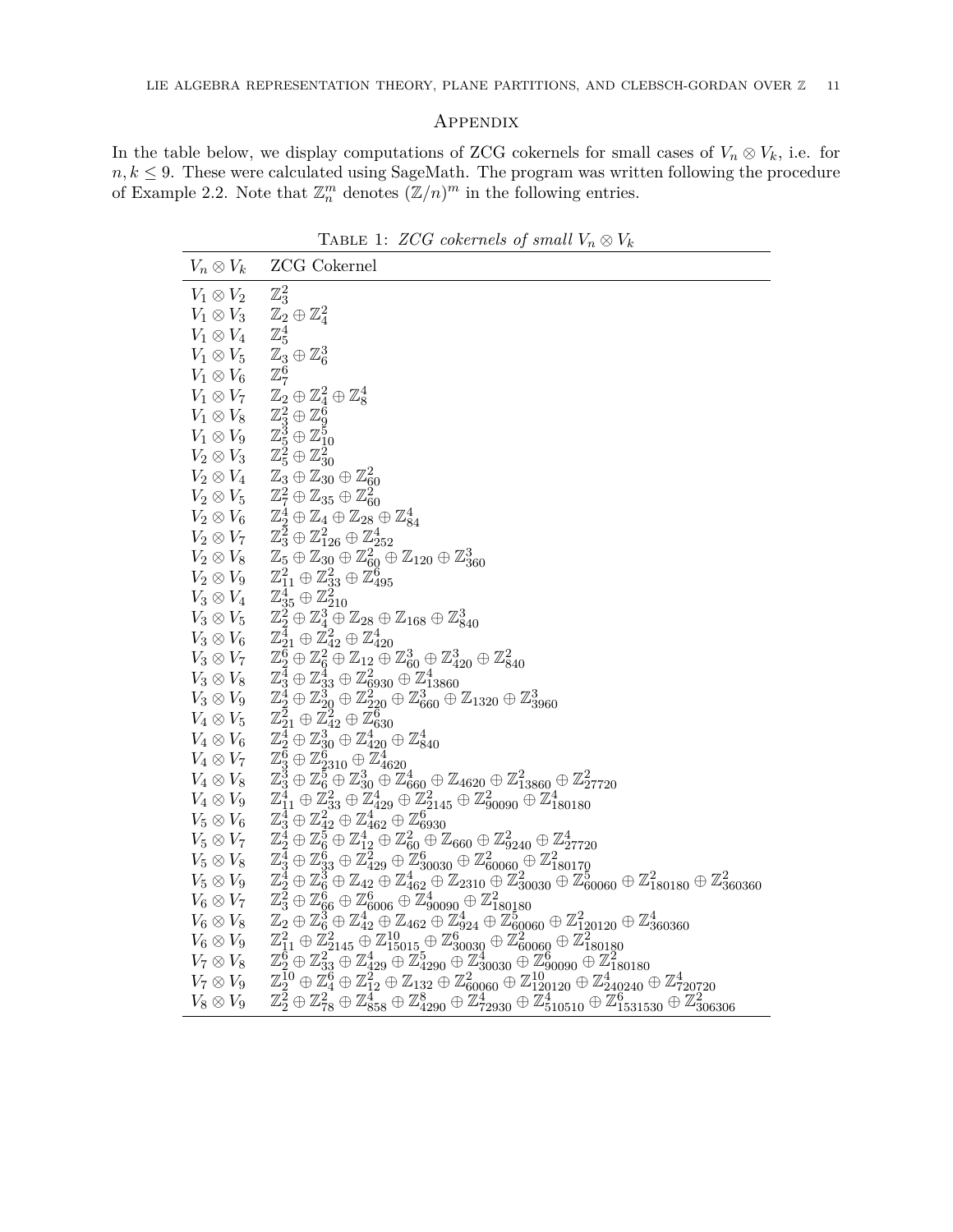# Appendix

In the table below, we display computations of ZCG cokernels for small cases of $V_n \otimes V_k$, i.e. for $n, k \leq 9$. These were calculated using SageMath. The program was written following the procedure of Example 2.2. Note that $\mathbb{Z}_n^m$ denotes $(\mathbb{Z}/n)^m$ in the following entries.

Table 1: *ZCG cokernels of small* $V_n \otimes V_k$

| $V_n \otimes V_k$ | ZCG Cokernel |
|---|---|
| $V_1 \otimes V_2$ | $\mathbb{Z}_3^2$ |
| $V_1 \otimes V_3$ | $\mathbb{Z}_2 \oplus \mathbb{Z}_4^2$ |
| $V_1 \otimes V_4$ | $\mathbb{Z}_5^4$ |
| $V_1 \otimes V_5$ | $\mathbb{Z}_3 \oplus \mathbb{Z}_6^3$ |
| $V_1 \otimes V_6$ | $\mathbb{Z}_7^6$ |
| $V_1 \otimes V_7$ | $\mathbb{Z}_2 \oplus \mathbb{Z}_4^2 \oplus \mathbb{Z}_8^4$ |
| $V_1 \otimes V_8$ | $\mathbb{Z}_3^2 \oplus \mathbb{Z}_9^6$ |
| $V_1 \otimes V_9$ | $\mathbb{Z}_5^3 \oplus \mathbb{Z}_{10}^5$ |
| $V_2 \otimes V_3$ | $\mathbb{Z}_5^2 \oplus \mathbb{Z}_{30}^2$ |
| $V_2 \otimes V_4$ | $\mathbb{Z}_3 \oplus \mathbb{Z}_{30} \oplus \mathbb{Z}_{60}^2$ |
| $V_2 \otimes V_5$ | $\mathbb{Z}_7^2 \oplus \mathbb{Z}_{35} \oplus \mathbb{Z}_{60}^2$ |
| $V_2 \otimes V_6$ | $\mathbb{Z}_2^4 \oplus \mathbb{Z}_4 \oplus \mathbb{Z}_{28} \oplus \mathbb{Z}_{84}^4$ |
| $V_2 \otimes V_7$ | $\mathbb{Z}_3^2 \oplus \mathbb{Z}_{126}^2 \oplus \mathbb{Z}_{252}^4$ |
| $V_2 \otimes V_8$ | $\mathbb{Z}_5 \oplus \mathbb{Z}_{30} \oplus \mathbb{Z}_{60}^2 \oplus \mathbb{Z}_{120} \oplus \mathbb{Z}_{360}^3$ |
| $V_2 \otimes V_9$ | $\mathbb{Z}_{11}^2 \oplus \mathbb{Z}_{33}^2 \oplus \mathbb{Z}_{495}^6$ |
| $V_3 \otimes V_4$ | $\mathbb{Z}_{35}^4 \oplus \mathbb{Z}_{210}^2$ |
| $V_3 \otimes V_5$ | $\mathbb{Z}_2^2 \oplus \mathbb{Z}_4^3 \oplus \mathbb{Z}_{28} \oplus \mathbb{Z}_{168} \oplus \mathbb{Z}_{840}^3$ |
| $V_3 \otimes V_6$ | $\mathbb{Z}_{21}^4 \oplus \mathbb{Z}_{42}^2 \oplus \mathbb{Z}_{420}^4$ |
| $V_3 \otimes V_7$ | $\mathbb{Z}_2^6 \oplus \mathbb{Z}_6^2 \oplus \mathbb{Z}_{12} \oplus \mathbb{Z}_{60}^3 \oplus \mathbb{Z}_{420}^3 \oplus \mathbb{Z}_{840}^2$ |
| $V_3 \otimes V_8$ | $\mathbb{Z}_3^4 \oplus \mathbb{Z}_{33}^4 \oplus \mathbb{Z}_{6930}^2 \oplus \mathbb{Z}_{13860}^4$ |
| $V_3 \otimes V_9$ | $\mathbb{Z}_2^4 \oplus \mathbb{Z}_{20}^3 \oplus \mathbb{Z}_{220}^2 \oplus \mathbb{Z}_{660}^3 \oplus \mathbb{Z}_{1320} \oplus \mathbb{Z}_{3960}^3$ |
| $V_4 \otimes V_5$ | $\mathbb{Z}_{21}^2 \oplus \mathbb{Z}_{42}^2 \oplus \mathbb{Z}_{630}^6$ |
| $V_4 \otimes V_6$ | $\mathbb{Z}_2^4 \oplus \mathbb{Z}_{30}^3 \oplus \mathbb{Z}_{420}^4 \oplus \mathbb{Z}_{840}^4$ |
| $V_4 \otimes V_7$ | $\mathbb{Z}_3^6 \oplus \mathbb{Z}_{2310}^6 \oplus \mathbb{Z}_{4620}^4$ |
| $V_4 \otimes V_8$ | $\mathbb{Z}_3^3 \oplus \mathbb{Z}_6^5 \oplus \mathbb{Z}_{30}^3 \oplus \mathbb{Z}_{660}^4 \oplus \mathbb{Z}_{4620} \oplus \mathbb{Z}_{13860}^2 \oplus \mathbb{Z}_{27720}^2$ |
| $V_4 \otimes V_9$ | $\mathbb{Z}_{11}^4 \oplus \mathbb{Z}_{33}^2 \oplus \mathbb{Z}_{429}^4 \oplus \mathbb{Z}_{2145}^2 \oplus \mathbb{Z}_{90090}^2 \oplus \mathbb{Z}_{180180}^4$ |
| $V_5 \otimes V_6$ | $\mathbb{Z}_3^4 \oplus \mathbb{Z}_{42}^2 \oplus \mathbb{Z}_{462}^4 \oplus \mathbb{Z}_{6930}^6$ |
| $V_5 \otimes V_7$ | $\mathbb{Z}_2^4 \oplus \mathbb{Z}_6^5 \oplus \mathbb{Z}_{12}^4 \oplus \mathbb{Z}_{60}^2 \oplus \mathbb{Z}_{660} \oplus \mathbb{Z}_{9240}^2 \oplus \mathbb{Z}_{27720}^4$ |
| $V_5 \otimes V_8$ | $\mathbb{Z}_3^4 \oplus \mathbb{Z}_{33}^6 \oplus \mathbb{Z}_{429}^2 \oplus \mathbb{Z}_{30030}^6 \oplus \mathbb{Z}_{60060}^2 \oplus \mathbb{Z}_{180170}^2$ |
| $V_5 \otimes V_9$ | $\mathbb{Z}_2^4 \oplus \mathbb{Z}_6^3 \oplus \mathbb{Z}_{42} \oplus \mathbb{Z}_{462}^4 \oplus \mathbb{Z}_{2310} \oplus \mathbb{Z}_{30030}^2 \oplus \mathbb{Z}_{60060}^5 \oplus \mathbb{Z}_{180180}^2 \oplus \mathbb{Z}_{360360}^2$ |
| $V_6 \otimes V_7$ | $\mathbb{Z}_3^2 \oplus \mathbb{Z}_{66}^6 \oplus \mathbb{Z}_{6006}^6 \oplus \mathbb{Z}_{90090}^4 \oplus \mathbb{Z}_{180180}^2$ |
| $V_6 \otimes V_8$ | $\mathbb{Z}_2 \oplus \mathbb{Z}_6^3 \oplus \mathbb{Z}_{42}^4 \oplus \mathbb{Z}_{462} \oplus \mathbb{Z}_{924}^4 \oplus \mathbb{Z}_{60060}^5 \oplus \mathbb{Z}_{120120}^2 \oplus \mathbb{Z}_{360360}^4$ |
| $V_6 \otimes V_9$ | $\mathbb{Z}_{11}^2 \oplus \mathbb{Z}_{2145}^2 \oplus \mathbb{Z}_{15015}^{10} \oplus \mathbb{Z}_{30030}^6 \oplus \mathbb{Z}_{60060}^2 \oplus \mathbb{Z}_{180180}^2$ |
| $V_7 \otimes V_8$ | $\mathbb{Z}_2^6 \oplus \mathbb{Z}_{33}^2 \oplus \mathbb{Z}_{429}^4 \oplus \mathbb{Z}_{4290}^5 \oplus \mathbb{Z}_{30030}^4 \oplus \mathbb{Z}_{90090}^6 \oplus \mathbb{Z}_{180180}^2$ |
| $V_7 \otimes V_9$ | $\mathbb{Z}_2^{10} \oplus \mathbb{Z}_4^6 \oplus \mathbb{Z}_{12}^2 \oplus \mathbb{Z}_{132} \oplus \mathbb{Z}_{60060}^2 \oplus \mathbb{Z}_{120120}^{10} \oplus \mathbb{Z}_{240240}^4 \oplus \mathbb{Z}_{720720}^4$ |
| $V_8 \otimes V_9$ | $\mathbb{Z}_2^2 \oplus \mathbb{Z}_{78}^2 \oplus \mathbb{Z}_{858}^4 \oplus \mathbb{Z}_{4290}^8 \oplus \mathbb{Z}_{72930}^4 \oplus \mathbb{Z}_{510510}^4 \oplus \mathbb{Z}_{1531530}^6 \oplus \mathbb{Z}_{306306}^2$ |